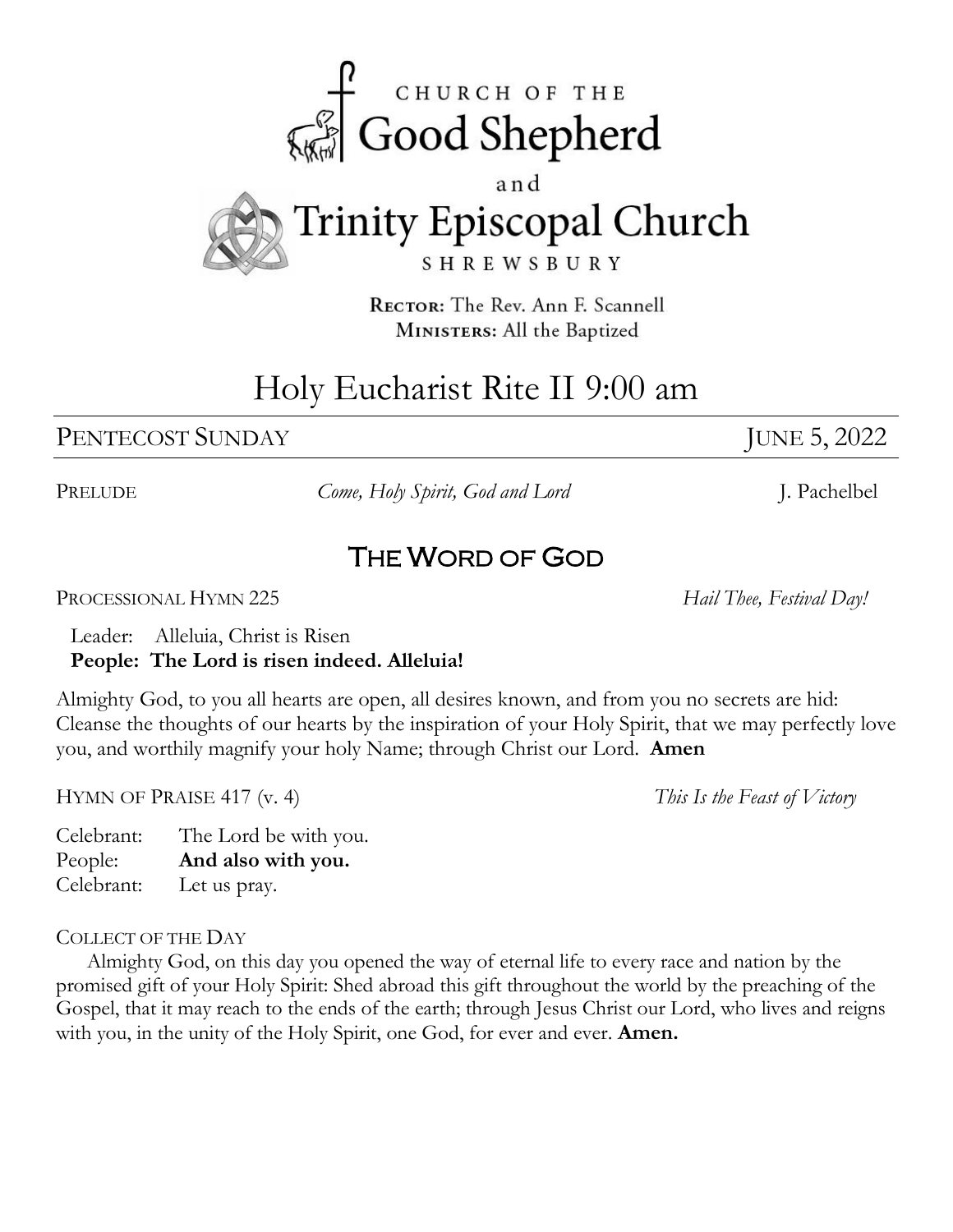CHURCH OF THE
# Good Shepherd

and

# Trinity Episcopal Church

SHREWSBURY

**RECTOR:** The Rev. Ann F. Scannell
**MINISTERS:** All the Baptized

# Holy Eucharist Rite II 9:00 am

PENTECOST SUNDAY — JUNE 5, 2022

PRELUDE — *Come, Holy Spirit, God and Lord* — J. Pachelbel

## The Word of God

PROCESSIONAL HYMN 225 — *Hail Thee, Festival Day!*

Leader: Alleluia, Christ is Risen
**People: The Lord is risen indeed. Alleluia!**

Almighty God, to you all hearts are open, all desires known, and from you no secrets are hid: Cleanse the thoughts of our hearts by the inspiration of your Holy Spirit, that we may perfectly love you, and worthily magnify your holy Name; through Christ our Lord. **Amen**

HYMN OF PRAISE 417 (v. 4) — *This Is the Feast of Victory*

Celebrant: The Lord be with you.
People: **And also with you.**
Celebrant: Let us pray.

COLLECT OF THE DAY

Almighty God, on this day you opened the way of eternal life to every race and nation by the promised gift of your Holy Spirit: Shed abroad this gift throughout the world by the preaching of the Gospel, that it may reach to the ends of the earth; through Jesus Christ our Lord, who lives and reigns with you, in the unity of the Holy Spirit, one God, for ever and ever. **Amen.**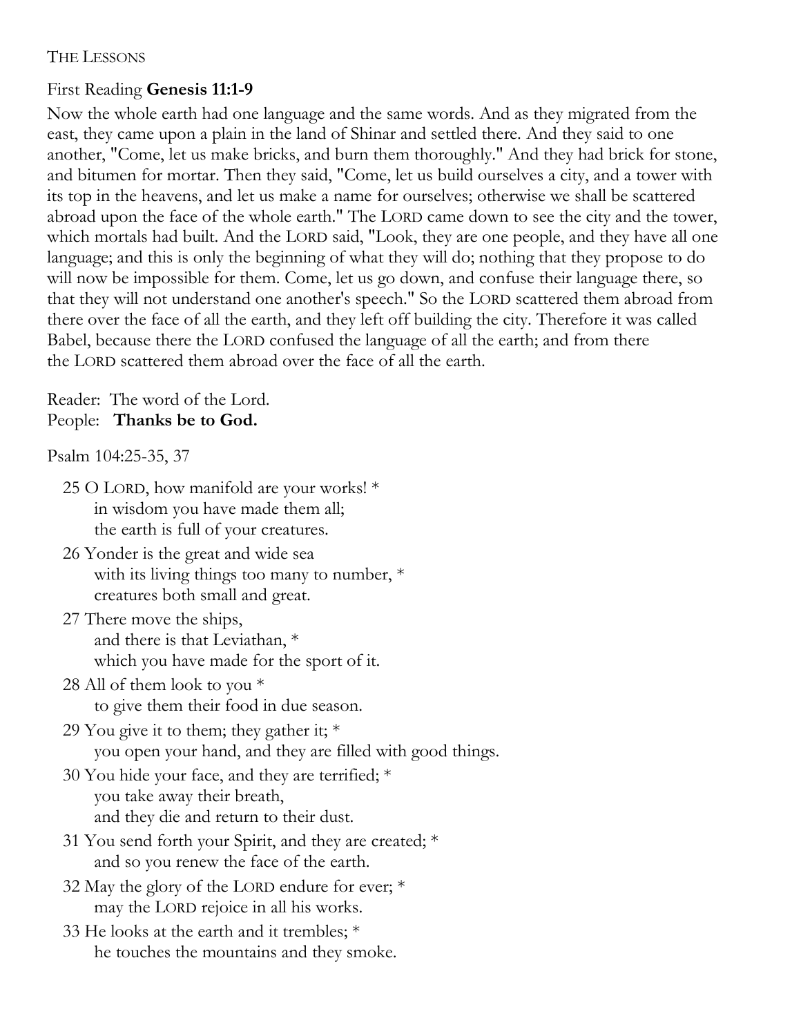THE LESSONS

First Reading **Genesis 11:1-9**

Now the whole earth had one language and the same words. And as they migrated from the east, they came upon a plain in the land of Shinar and settled there. And they said to one another, "Come, let us make bricks, and burn them thoroughly." And they had brick for stone, and bitumen for mortar. Then they said, "Come, let us build ourselves a city, and a tower with its top in the heavens, and let us make a name for ourselves; otherwise we shall be scattered abroad upon the face of the whole earth." The LORD came down to see the city and the tower, which mortals had built. And the LORD said, "Look, they are one people, and they have all one language; and this is only the beginning of what they will do; nothing that they propose to do will now be impossible for them. Come, let us go down, and confuse their language there, so that they will not understand one another's speech." So the LORD scattered them abroad from there over the face of all the earth, and they left off building the city. Therefore it was called Babel, because there the LORD confused the language of all the earth; and from there the LORD scattered them abroad over the face of all the earth.

Reader: The word of the Lord.
People: **Thanks be to God.**

Psalm 104:25-35, 37

25 O LORD, how manifold are your works! *
in wisdom you have made them all;
the earth is full of your creatures.

26 Yonder is the great and wide sea
with its living things too many to number, *
creatures both small and great.

27 There move the ships,
and there is that Leviathan, *
which you have made for the sport of it.

28 All of them look to you *
to give them their food in due season.

29 You give it to them; they gather it; *
you open your hand, and they are filled with good things.

30 You hide your face, and they are terrified; *
you take away their breath,
and they die and return to their dust.

31 You send forth your Spirit, and they are created; *
and so you renew the face of the earth.

32 May the glory of the LORD endure for ever; *
may the LORD rejoice in all his works.

33 He looks at the earth and it trembles; *
he touches the mountains and they smoke.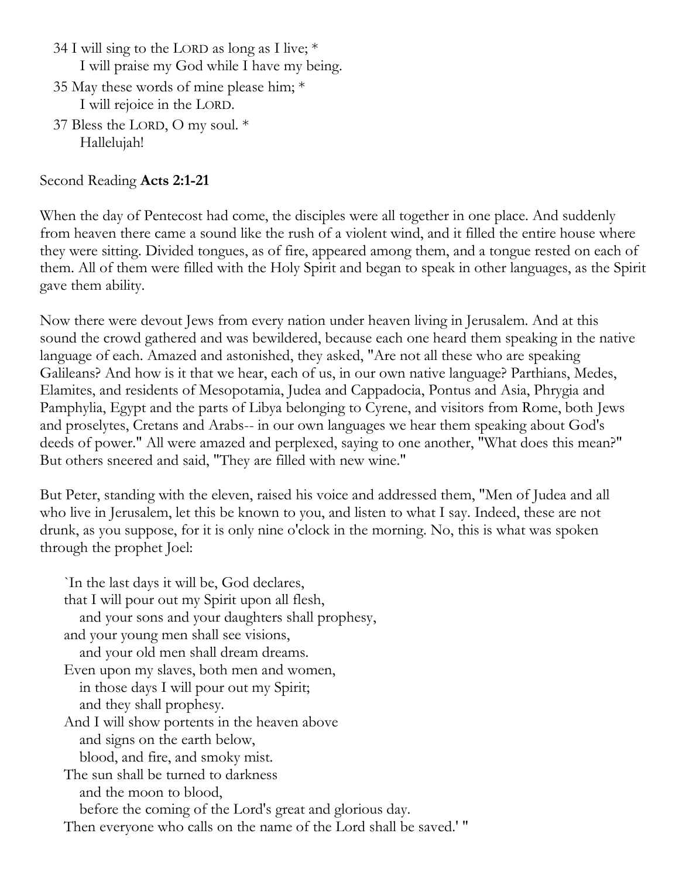34 I will sing to the LORD as long as I live; *
  I will praise my God while I have my being.

35 May these words of mine please him; *
  I will rejoice in the LORD.

37 Bless the LORD, O my soul. *
  Hallelujah!

Second Reading **Acts 2:1-21**

When the day of Pentecost had come, the disciples were all together in one place. And suddenly from heaven there came a sound like the rush of a violent wind, and it filled the entire house where they were sitting. Divided tongues, as of fire, appeared among them, and a tongue rested on each of them. All of them were filled with the Holy Spirit and began to speak in other languages, as the Spirit gave them ability.

Now there were devout Jews from every nation under heaven living in Jerusalem. And at this sound the crowd gathered and was bewildered, because each one heard them speaking in the native language of each. Amazed and astonished, they asked, "Are not all these who are speaking Galileans? And how is it that we hear, each of us, in our own native language? Parthians, Medes, Elamites, and residents of Mesopotamia, Judea and Cappadocia, Pontus and Asia, Phrygia and Pamphylia, Egypt and the parts of Libya belonging to Cyrene, and visitors from Rome, both Jews and proselytes, Cretans and Arabs-- in our own languages we hear them speaking about God's deeds of power." All were amazed and perplexed, saying to one another, "What does this mean?" But others sneered and said, "They are filled with new wine."

But Peter, standing with the eleven, raised his voice and addressed them, "Men of Judea and all who live in Jerusalem, let this be known to you, and listen to what I say. Indeed, these are not drunk, as you suppose, for it is only nine o'clock in the morning. No, this is what was spoken through the prophet Joel:

`In the last days it will be, God declares,
that I will pour out my Spirit upon all flesh,
  and your sons and your daughters shall prophesy,
and your young men shall see visions,
  and your old men shall dream dreams.
Even upon my slaves, both men and women,
  in those days I will pour out my Spirit;
  and they shall prophesy.
And I will show portents in the heaven above
  and signs on the earth below,
  blood, and fire, and smoky mist.
The sun shall be turned to darkness
  and the moon to blood,
  before the coming of the Lord's great and glorious day.
Then everyone who calls on the name of the Lord shall be saved.' "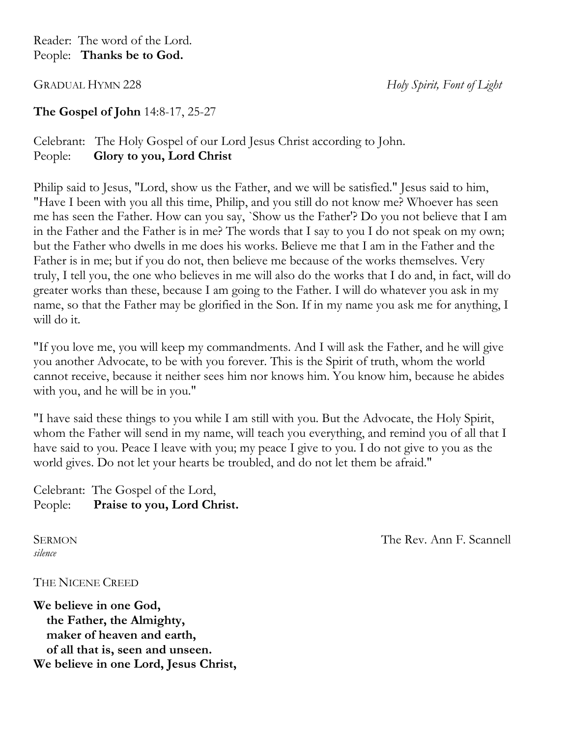Reader: The word of the Lord.
People: **Thanks be to God.**

GRADUAL HYMN 228 *Holy Spirit, Font of Light*

**The Gospel of John** 14:8-17, 25-27

Celebrant: The Holy Gospel of our Lord Jesus Christ according to John.
People: **Glory to you, Lord Christ**

Philip said to Jesus, "Lord, show us the Father, and we will be satisfied." Jesus said to him, "Have I been with you all this time, Philip, and you still do not know me? Whoever has seen me has seen the Father. How can you say, `Show us the Father'? Do you not believe that I am in the Father and the Father is in me? The words that I say to you I do not speak on my own; but the Father who dwells in me does his works. Believe me that I am in the Father and the Father is in me; but if you do not, then believe me because of the works themselves. Very truly, I tell you, the one who believes in me will also do the works that I do and, in fact, will do greater works than these, because I am going to the Father. I will do whatever you ask in my name, so that the Father may be glorified in the Son. If in my name you ask me for anything, I will do it.

"If you love me, you will keep my commandments. And I will ask the Father, and he will give you another Advocate, to be with you forever. This is the Spirit of truth, whom the world cannot receive, because it neither sees him nor knows him. You know him, because he abides with you, and he will be in you."

"I have said these things to you while I am still with you. But the Advocate, the Holy Spirit, whom the Father will send in my name, will teach you everything, and remind you of all that I have said to you. Peace I leave with you; my peace I give to you. I do not give to you as the world gives. Do not let your hearts be troubled, and do not let them be afraid."

Celebrant: The Gospel of the Lord,
People: **Praise to you, Lord Christ.**

SERMON The Rev. Ann F. Scannell
*silence*

THE NICENE CREED

**We believe in one God,**
**the Father, the Almighty,**
**maker of heaven and earth,**
**of all that is, seen and unseen.**
**We believe in one Lord, Jesus Christ,**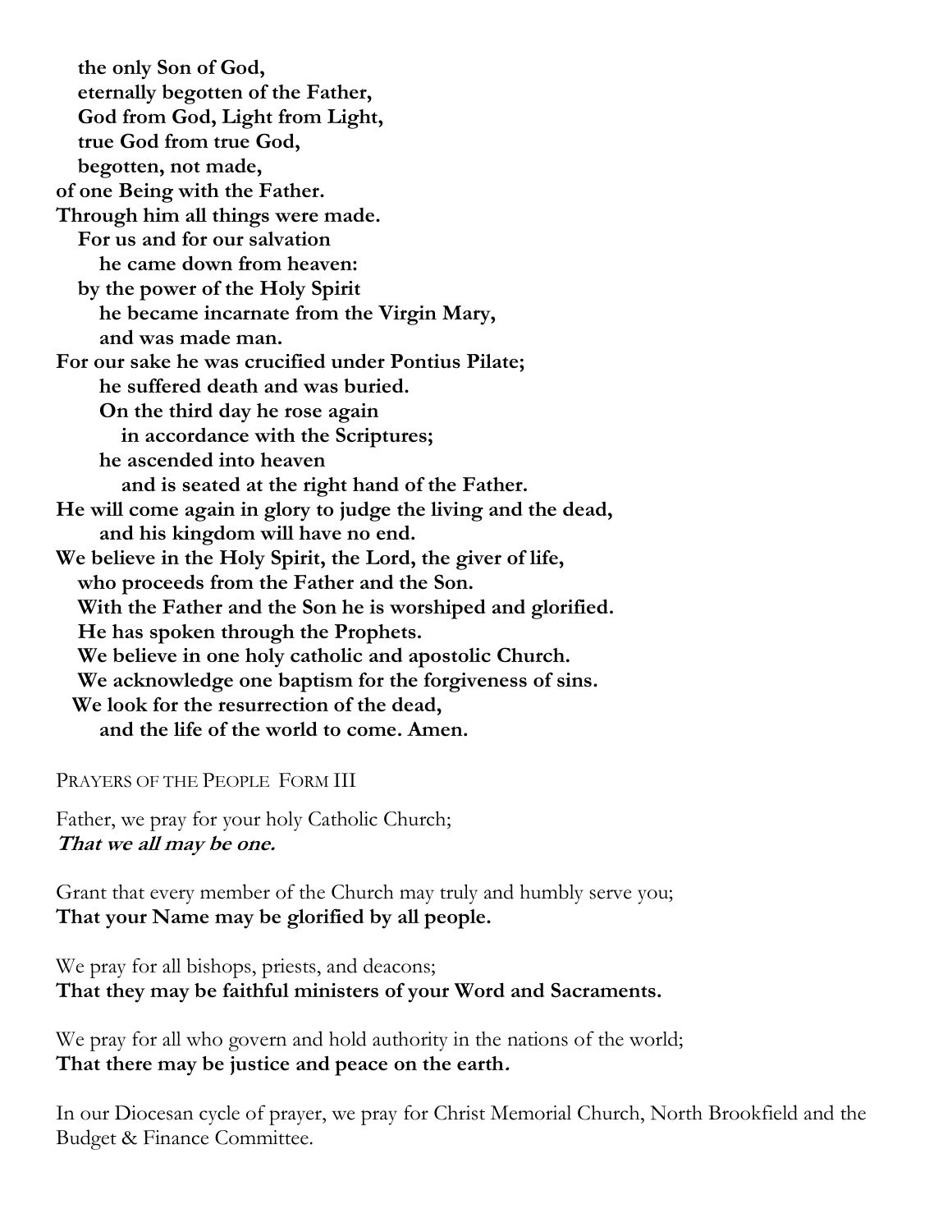**the only Son of God,**
**eternally begotten of the Father,**
**God from God, Light from Light,**
**true God from true God,**
**begotten, not made,**
**of one Being with the Father.**
**Through him all things were made.**
**For us and for our salvation**
**he came down from heaven:**
**by the power of the Holy Spirit**
**he became incarnate from the Virgin Mary,**
**and was made man.**
**For our sake he was crucified under Pontius Pilate;**
**he suffered death and was buried.**
**On the third day he rose again**
**in accordance with the Scriptures;**
**he ascended into heaven**
**and is seated at the right hand of the Father.**
**He will come again in glory to judge the living and the dead,**
**and his kingdom will have no end.**
**We believe in the Holy Spirit, the Lord, the giver of life,**
**who proceeds from the Father and the Son.**
**With the Father and the Son he is worshiped and glorified.**
**He has spoken through the Prophets.**
**We believe in one holy catholic and apostolic Church.**
**We acknowledge one baptism for the forgiveness of sins.**
**We look for the resurrection of the dead,**
**and the life of the world to come. Amen.**

PRAYERS OF THE PEOPLE FORM III

Father, we pray for your holy Catholic Church;
***That we all may be one.***

Grant that every member of the Church may truly and humbly serve you;
**That your Name may be glorified by all people.**

We pray for all bishops, priests, and deacons;
**That they may be faithful ministers of your Word and Sacraments.**

We pray for all who govern and hold authority in the nations of the world;
**That there may be justice and peace on the earth.**

In our Diocesan cycle of prayer, we pray for Christ Memorial Church, North Brookfield and the Budget & Finance Committee.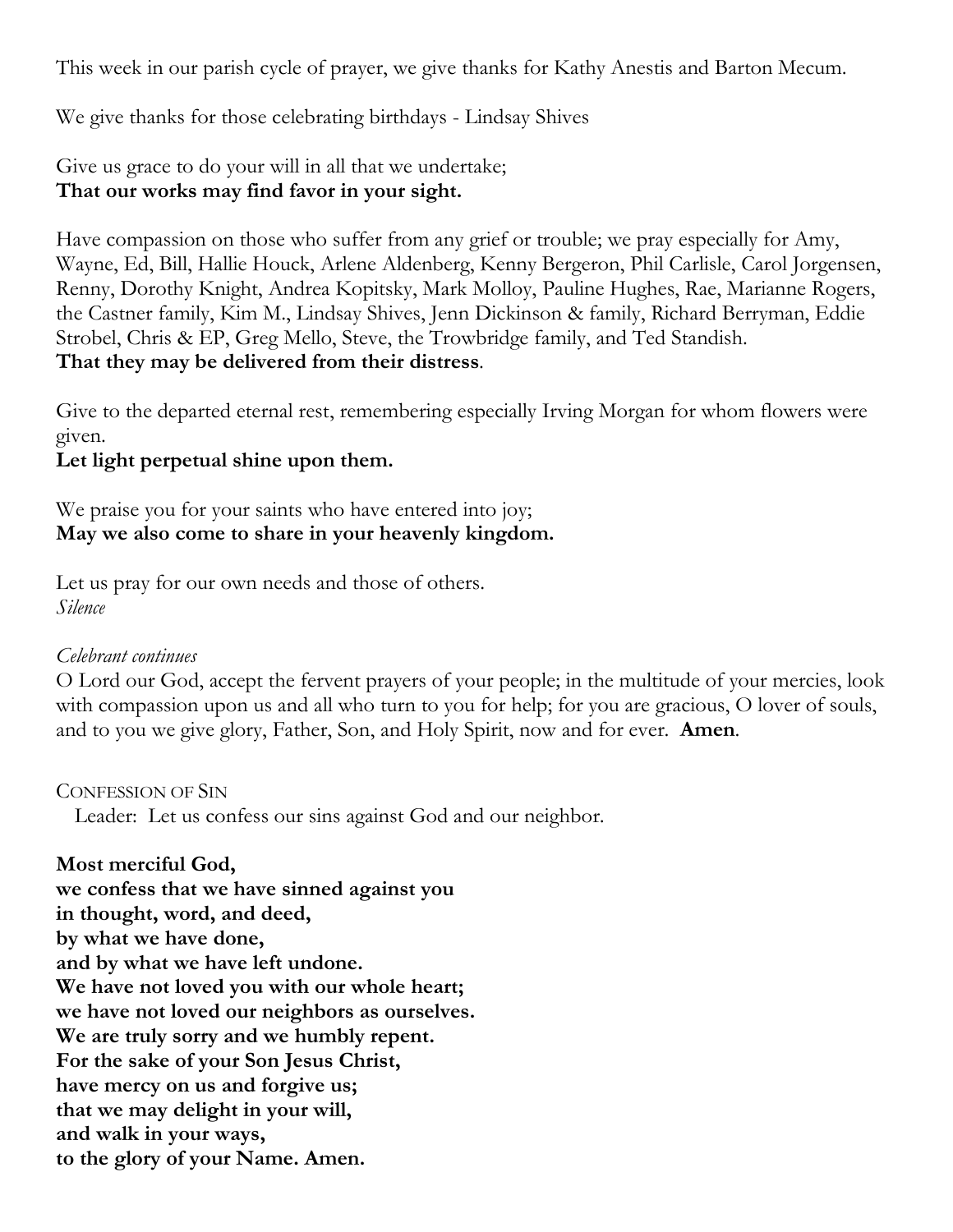This week in our parish cycle of prayer, we give thanks for Kathy Anestis and Barton Mecum.

We give thanks for those celebrating birthdays - Lindsay Shives

Give us grace to do your will in all that we undertake;
**That our works may find favor in your sight.**

Have compassion on those who suffer from any grief or trouble; we pray especially for Amy, Wayne, Ed, Bill, Hallie Houck, Arlene Aldenberg, Kenny Bergeron, Phil Carlisle, Carol Jorgensen, Renny, Dorothy Knight, Andrea Kopitsky, Mark Molloy, Pauline Hughes, Rae, Marianne Rogers, the Castner family, Kim M., Lindsay Shives, Jenn Dickinson & family, Richard Berryman, Eddie Strobel, Chris & EP, Greg Mello, Steve, the Trowbridge family, and Ted Standish.
**That they may be delivered from their distress**.

Give to the departed eternal rest, remembering especially Irving Morgan for whom flowers were given.
**Let light perpetual shine upon them.**

We praise you for your saints who have entered into joy;
**May we also come to share in your heavenly kingdom.**

Let us pray for our own needs and those of others.
*Silence*

*Celebrant continues*
O Lord our God, accept the fervent prayers of your people; in the multitude of your mercies, look with compassion upon us and all who turn to you for help; for you are gracious, O lover of souls, and to you we give glory, Father, Son, and Holy Spirit, now and for ever. **Amen**.

CONFESSION OF SIN

Leader: Let us confess our sins against God and our neighbor.

**Most merciful God,**
**we confess that we have sinned against you**
**in thought, word, and deed,**
**by what we have done,**
**and by what we have left undone.**
**We have not loved you with our whole heart;**
**we have not loved our neighbors as ourselves.**
**We are truly sorry and we humbly repent.**
**For the sake of your Son Jesus Christ,**
**have mercy on us and forgive us;**
**that we may delight in your will,**
**and walk in your ways,**
**to the glory of your Name. Amen.**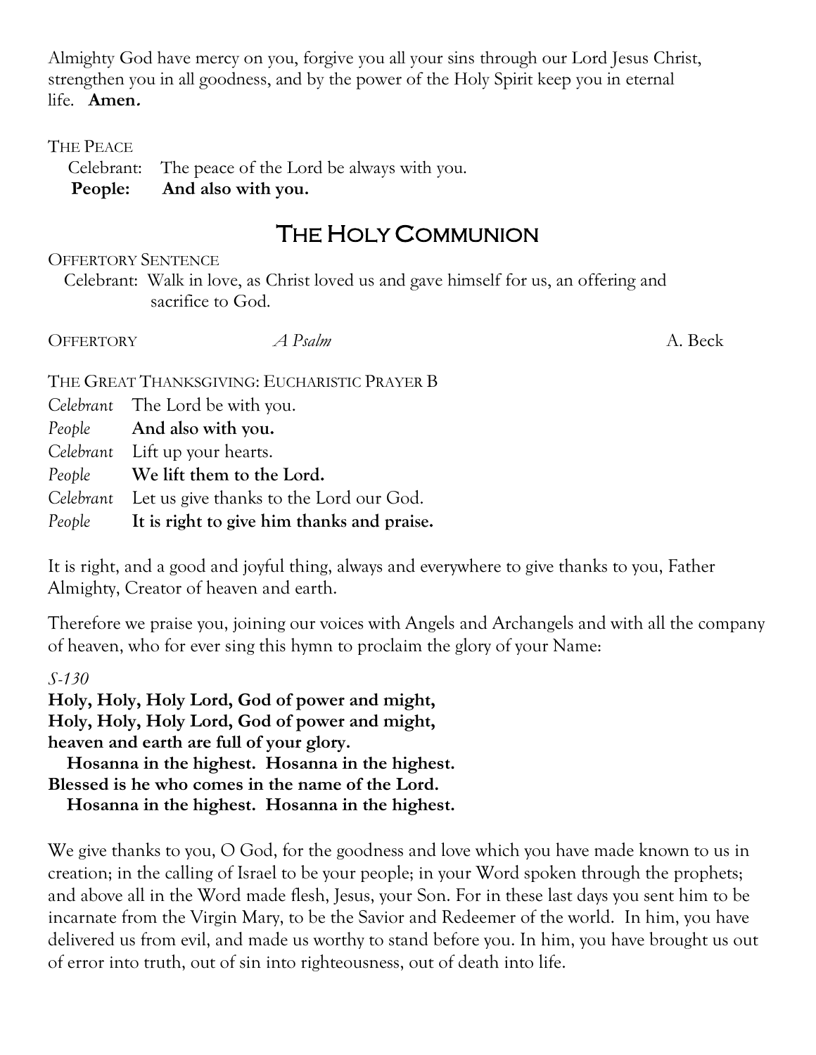Almighty God have mercy on you, forgive you all your sins through our Lord Jesus Christ, strengthen you in all goodness, and by the power of the Holy Spirit keep you in eternal life. **Amen.**

THE PEACE

Celebrant: The peace of the Lord be always with you.
**People: And also with you.**

## The Holy Communion

OFFERTORY SENTENCE

Celebrant: Walk in love, as Christ loved us and gave himself for us, an offering and sacrifice to God.

OFFERTORY *A Psalm* A. Beck

THE GREAT THANKSGIVING: EUCHARISTIC PRAYER B

*Celebrant* The Lord be with you.
*People* **And also with you.**
*Celebrant* Lift up your hearts.
*People* **We lift them to the Lord.**
*Celebrant* Let us give thanks to the Lord our God.
*People* **It is right to give him thanks and praise.**

It is right, and a good and joyful thing, always and everywhere to give thanks to you, Father Almighty, Creator of heaven and earth.

Therefore we praise you, joining our voices with Angels and Archangels and with all the company of heaven, who for ever sing this hymn to proclaim the glory of your Name:

*S-130*

**Holy, Holy, Holy Lord, God of power and might,**
**Holy, Holy, Holy Lord, God of power and might,**
**heaven and earth are full of your glory.**
**Hosanna in the highest. Hosanna in the highest.**
**Blessed is he who comes in the name of the Lord.**
**Hosanna in the highest. Hosanna in the highest.**

We give thanks to you, O God, for the goodness and love which you have made known to us in creation; in the calling of Israel to be your people; in your Word spoken through the prophets; and above all in the Word made flesh, Jesus, your Son. For in these last days you sent him to be incarnate from the Virgin Mary, to be the Savior and Redeemer of the world. In him, you have delivered us from evil, and made us worthy to stand before you. In him, you have brought us out of error into truth, out of sin into righteousness, out of death into life.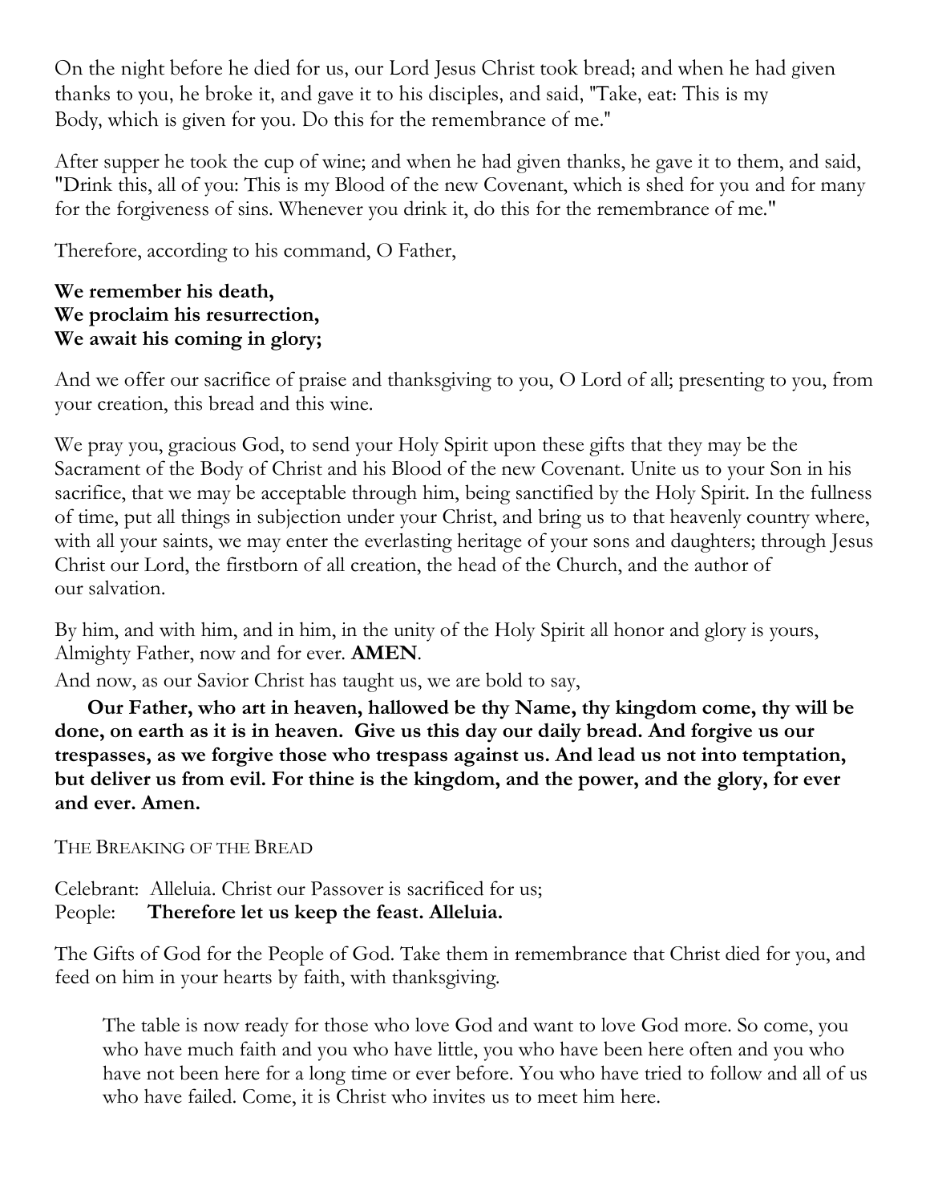On the night before he died for us, our Lord Jesus Christ took bread; and when he had given thanks to you, he broke it, and gave it to his disciples, and said, "Take, eat: This is my Body, which is given for you. Do this for the remembrance of me."

After supper he took the cup of wine; and when he had given thanks, he gave it to them, and said, "Drink this, all of you: This is my Blood of the new Covenant, which is shed for you and for many for the forgiveness of sins. Whenever you drink it, do this for the remembrance of me."

Therefore, according to his command, O Father,

**We remember his death,**
**We proclaim his resurrection,**
**We await his coming in glory;**

And we offer our sacrifice of praise and thanksgiving to you, O Lord of all; presenting to you, from your creation, this bread and this wine.

We pray you, gracious God, to send your Holy Spirit upon these gifts that they may be the Sacrament of the Body of Christ and his Blood of the new Covenant. Unite us to your Son in his sacrifice, that we may be acceptable through him, being sanctified by the Holy Spirit. In the fullness of time, put all things in subjection under your Christ, and bring us to that heavenly country where, with all your saints, we may enter the everlasting heritage of your sons and daughters; through Jesus Christ our Lord, the firstborn of all creation, the head of the Church, and the author of our salvation.

By him, and with him, and in him, in the unity of the Holy Spirit all honor and glory is yours, Almighty Father, now and for ever. **AMEN**.

And now, as our Savior Christ has taught us, we are bold to say,

**Our Father, who art in heaven, hallowed be thy Name, thy kingdom come, thy will be done, on earth as it is in heaven. Give us this day our daily bread. And forgive us our trespasses, as we forgive those who trespass against us. And lead us not into temptation, but deliver us from evil. For thine is the kingdom, and the power, and the glory, for ever and ever. Amen.**

THE BREAKING OF THE BREAD

Celebrant: Alleluia. Christ our Passover is sacrificed for us;
People: **Therefore let us keep the feast. Alleluia.**

The Gifts of God for the People of God. Take them in remembrance that Christ died for you, and feed on him in your hearts by faith, with thanksgiving.

The table is now ready for those who love God and want to love God more. So come, you who have much faith and you who have little, you who have been here often and you who have not been here for a long time or ever before. You who have tried to follow and all of us who have failed. Come, it is Christ who invites us to meet him here.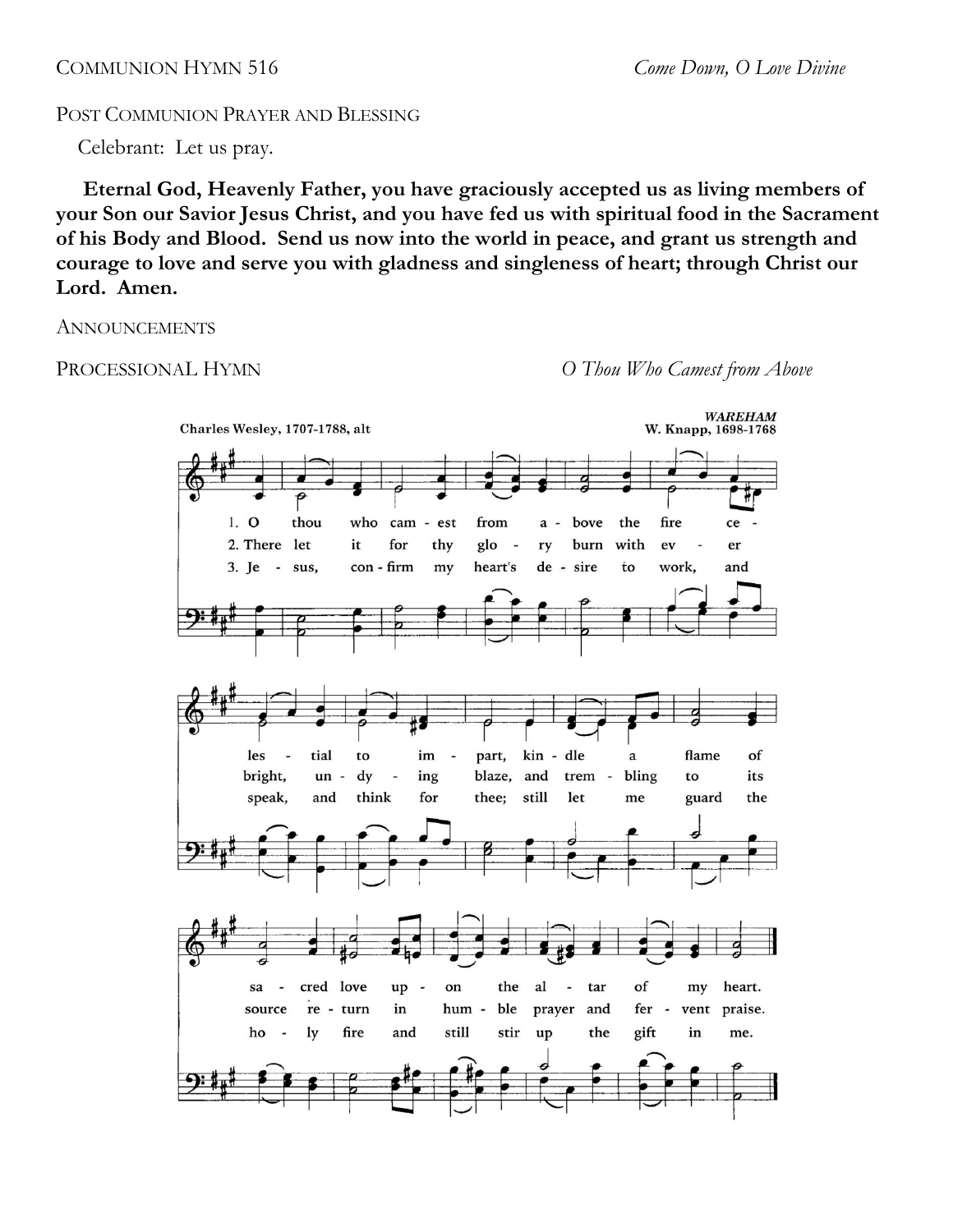COMMUNION HYMN 516 *Come Down, O Love Divine*

POST COMMUNION PRAYER AND BLESSING

Celebrant: Let us pray.

**Eternal God, Heavenly Father, you have graciously accepted us as living members of your Son our Savior Jesus Christ, and you have fed us with spiritual food in the Sacrament of his Body and Blood. Send us now into the world in peace, and grant us strength and courage to love and serve you with gladness and singleness of heart; through Christ our Lord. Amen.**

ANNOUNCEMENTS

PROCESSIONAL HYMN *O Thou Who Camest from Above*

Charles Wesley, 1707-1788, alt

*WAREHAM*
W. Knapp, 1698-1768

1. O thou who camest from above the fire celestial to impart, kindle a flame of sacred love upon the altar of my heart.

2. There let it for thy glory burn with ever bright, undying blaze, and trembling to its source return in humble prayer and fervent praise.

3. Jesus, confirm my heart's desire to work, and speak, and think for thee; still let me guard the holy fire and still stir up the gift in me.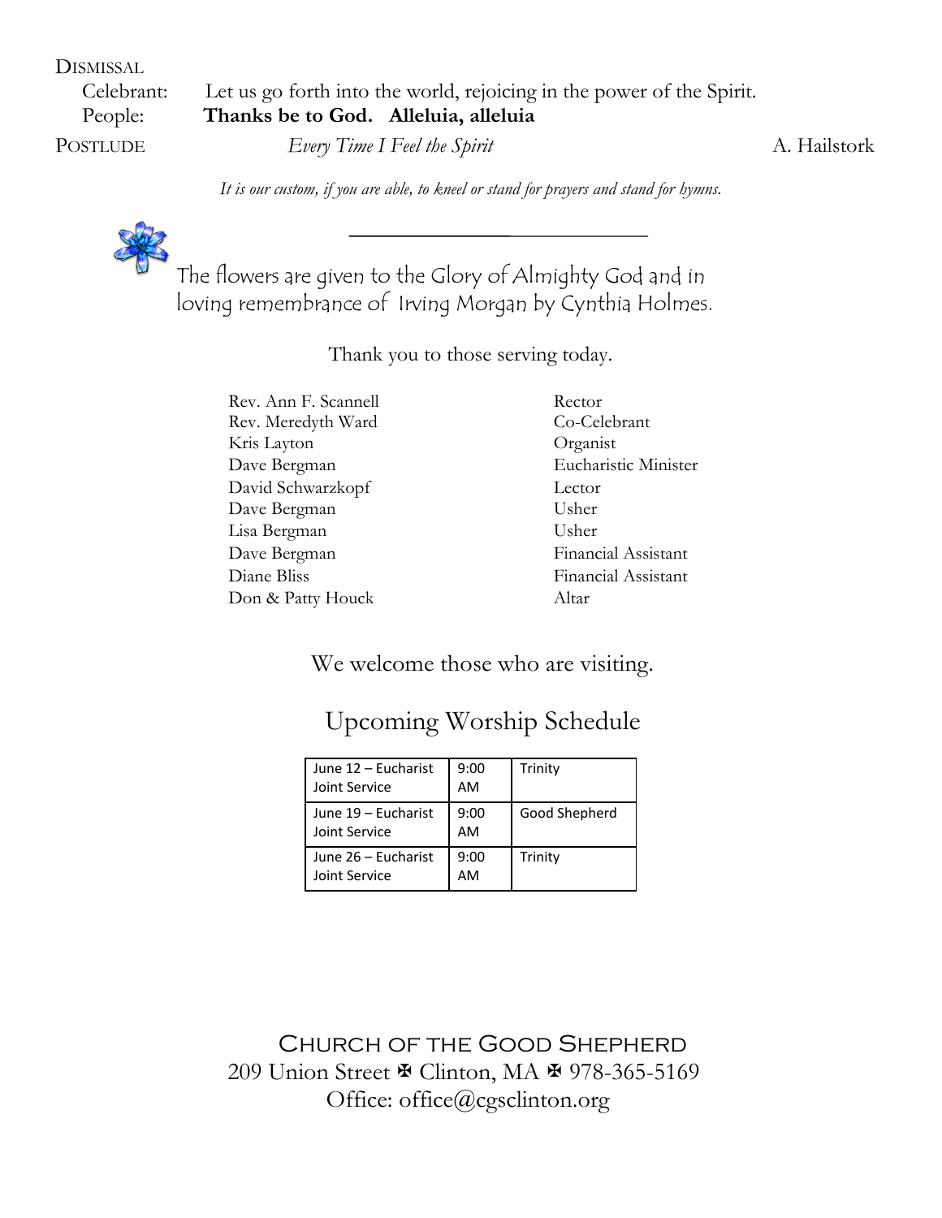DISMISSAL

Celebrant: Let us go forth into the world, rejoicing in the power of the Spirit.

People: **Thanks be to God. Alleluia, alleluia**

POSTLUDE *Every Time I Feel the Spirit* A. Hailstork

*It is our custom, if you are able, to kneel or stand for prayers and stand for hymns.*

---

The flowers are given to the Glory of Almighty God and in loving remembrance of Irving Morgan by Cynthia Holmes.

Thank you to those serving today.

| | |
|---|---|
| Rev. Ann F. Scannell | Rector |
| Rev. Meredyth Ward | Co-Celebrant |
| Kris Layton | Organist |
| Dave Bergman | Eucharistic Minister |
| David Schwarzkopf | Lector |
| Dave Bergman | Usher |
| Lisa Bergman | Usher |
| Dave Bergman | Financial Assistant |
| Diane Bliss | Financial Assistant |
| Don & Patty Houck | Altar |

We welcome those who are visiting.

## Upcoming Worship Schedule

| | | |
|---|---|---|
| June 12 – Eucharist Joint Service | 9:00 AM | Trinity |
| June 19 – Eucharist Joint Service | 9:00 AM | Good Shepherd |
| June 26 – Eucharist Joint Service | 9:00 AM | Trinity |

CHURCH OF THE GOOD SHEPHERD

209 Union Street ✠ Clinton, MA ✠ 978-365-5169

Office: office@cgsclinton.org